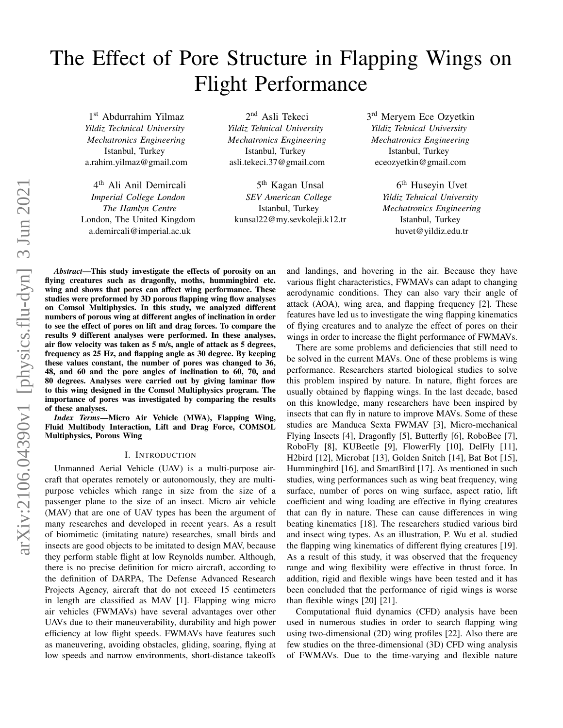# The Effect of Pore Structure in Flapping Wings on Flight Performance

1st Abdurrahim Yilmaz
*Yildiz Technical University*
*Mechatronics Engineering*
Istanbul, Turkey
a.rahim.yilmaz@gmail.com

2nd Asli Tekeci
*Yildiz Tehnical University*
*Mechatronics Engineering*
Istanbul, Turkey
asli.tekeci.37@gmail.com

3rd Meryem Ece Ozyetkin
*Yildiz Tehnical University*
*Mechatronics Engineering*
Istanbul, Turkey
eceozyetkin@gmail.com

4th Ali Anil Demircali
*Imperial College London*
*The Hamlyn Centre*
London, The United Kingdom
a.demircali@imperial.ac.uk

5th Kagan Unsal
*SEV American College*
Istanbul, Turkey
kunsal22@my.sevkoleji.k12.tr

6th Huseyin Uvet
*Yildiz Tehnical University*
*Mechatronics Engineering*
Istanbul, Turkey
huvet@yildiz.edu.tr

***Abstract*—This study investigate the effects of porosity on an flying creatures such as dragonfly, moths, hummingbird etc. wing and shows that pores can affect wing performance. These studies were preformed by 3D porous flapping wing flow analyses on Comsol Multiphysics. In this study, we analyzed different numbers of porous wing at different angles of inclination in order to see the effect of pores on lift and drag forces. To compare the results 9 different analyses were performed. In these analyses, air flow velocity was taken as 5 m/s, angle of attack as 5 degrees, frequency as 25 Hz, and flapping angle as 30 degree. By keeping these values constant, the number of pores was changed to 36, 48, and 60 and the pore angles of inclination to 60, 70, and 80 degrees. Analyses were carried out by giving laminar flow to this wing designed in the Comsol Multiphysics program. The importance of pores was investigated by comparing the results of these analyses.**

***Index Terms*—Micro Air Vehicle (MWA), Flapping Wing, Fluid Multibody Interaction, Lift and Drag Force, COMSOL Multiphysics, Porous Wing**

## I. Introduction

Unmanned Aerial Vehicle (UAV) is a multi-purpose aircraft that operates remotely or autonomously, they are multi-purpose vehicles which range in size from the size of a passenger plane to the size of an insect. Micro air vehicle (MAV) that are one of UAV types has been the argument of many researches and developed in recent years. As a result of biomimetic (imitating nature) researches, small birds and insects are good objects to be imitated to design MAV, because they perform stable flight at low Reynolds number. Although, there is no precise definition for micro aircraft, according to the definition of DARPA, The Defense Advanced Research Projects Agency, aircraft that do not exceed 15 centimeters in length are classified as MAV [1]. Flapping wing micro air vehicles (FWMAVs) have several advantages over other UAVs due to their maneuverability, durability and high power efficiency at low flight speeds. FWMAVs have features such as maneuvering, avoiding obstacles, gliding, soaring, flying at low speeds and narrow environments, short-distance takeoffs and landings, and hovering in the air. Because they have various flight characteristics, FWMAVs can adapt to changing aerodynamic conditions. They can also vary their angle of attack (AOA), wing area, and flapping frequency [2]. These features have led us to investigate the wing flapping kinematics of flying creatures and to analyze the effect of pores on their wings in order to increase the flight performance of FWMAVs.

There are some problems and deficiencies that still need to be solved in the current MAVs. One of these problems is wing performance. Researchers started biological studies to solve this problem inspired by nature. In nature, flight forces are usually obtained by flapping wings. In the last decade, based on this knowledge, many researchers have been inspired by insects that can fly in nature to improve MAVs. Some of these studies are Manduca Sexta FWMAV [3], Micro-mechanical Flying Insects [4], Dragonfly [5], Butterfly [6], RoboBee [7], RoboFly [8], KUBeetle [9], FlowerFly [10], DelFly [11], H2bird [12], Microbat [13], Golden Snitch [14], Bat Bot [15], Hummingbird [16], and SmartBird [17]. As mentioned in such studies, wing performances such as wing beat frequency, wing surface, number of pores on wing surface, aspect ratio, lift coefficient and wing loading are effective in flying creatures that can fly in nature. These can cause differences in wing beating kinematics [18]. The researchers studied various bird and insect wing types. As an illustration, P. Wu et al. studied the flapping wing kinematics of different flying creatures [19]. As a result of this study, it was observed that the frequency range and wing flexibility were effective in thrust force. In addition, rigid and flexible wings have been tested and it has been concluded that the performance of rigid wings is worse than flexible wings [20] [21].

Computational fluid dynamics (CFD) analysis have been used in numerous studies in order to search flapping wing using two-dimensional (2D) wing profiles [22]. Also there are few studies on the three-dimensional (3D) CFD wing analysis of FWMAVs. Due to the time-varying and flexible nature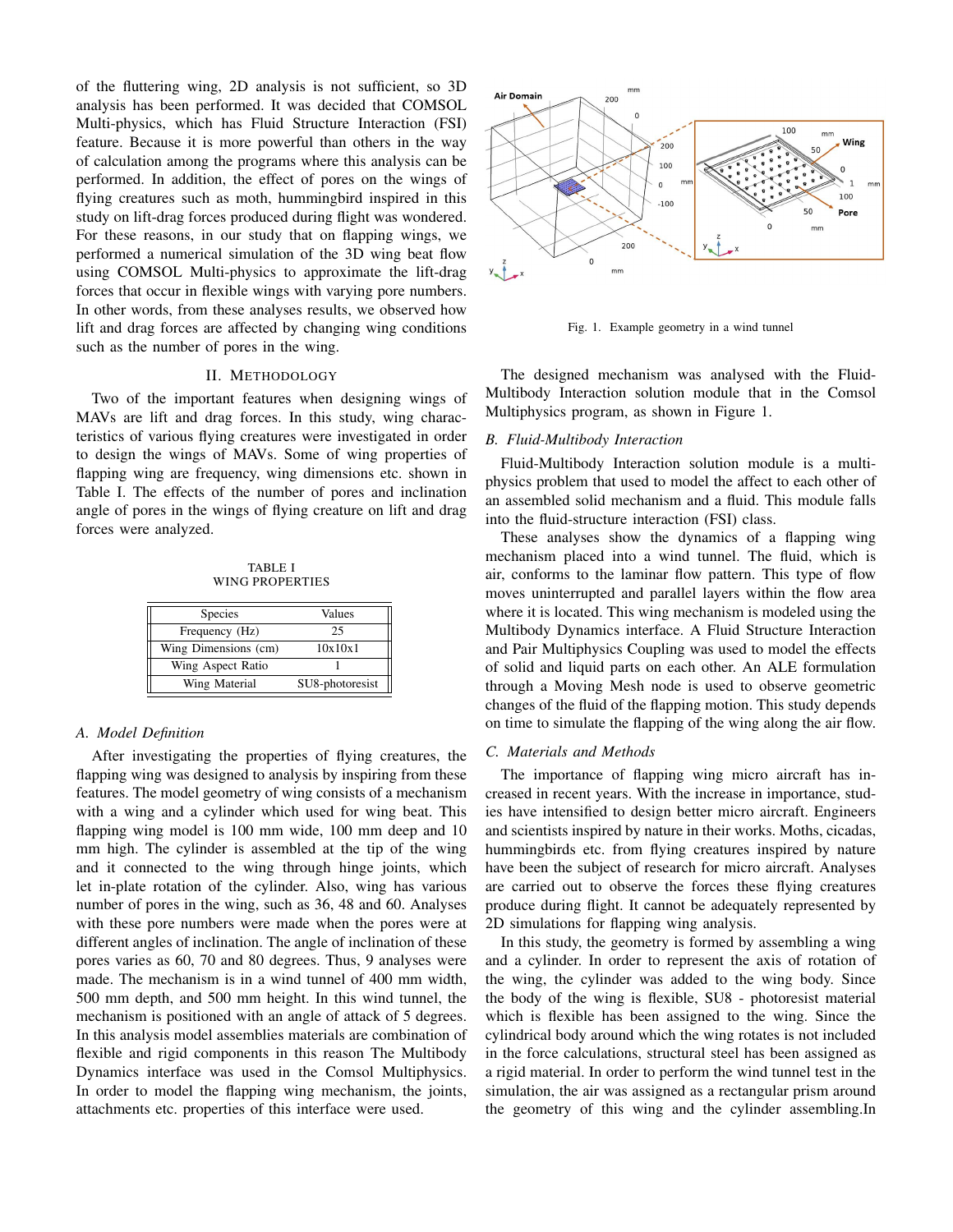of the fluttering wing, 2D analysis is not sufficient, so 3D analysis has been performed. It was decided that COMSOL Multi-physics, which has Fluid Structure Interaction (FSI) feature. Because it is more powerful than others in the way of calculation among the programs where this analysis can be performed. In addition, the effect of pores on the wings of flying creatures such as moth, hummingbird inspired in this study on lift-drag forces produced during flight was wondered. For these reasons, in our study that on flapping wings, we performed a numerical simulation of the 3D wing beat flow using COMSOL Multi-physics to approximate the lift-drag forces that occur in flexible wings with varying pore numbers. In other words, from these analyses results, we observed how lift and drag forces are affected by changing wing conditions such as the number of pores in the wing.

## II. Methodology

Two of the important features when designing wings of MAVs are lift and drag forces. In this study, wing characteristics of various flying creatures were investigated in order to design the wings of MAVs. Some of wing properties of flapping wing are frequency, wing dimensions etc. shown in Table I. The effects of the number of pores and inclination angle of pores in the wings of flying creature on lift and drag forces were analyzed.

TABLE I
WING PROPERTIES

| Species | Values |
| --- | --- |
| Frequency (Hz) | 25 |
| Wing Dimensions (cm) | 10x10x1 |
| Wing Aspect Ratio | 1 |
| Wing Material | SU8-photoresist |

### A. Model Definition

After investigating the properties of flying creatures, the flapping wing was designed to analysis by inspiring from these features. The model geometry of wing consists of a mechanism with a wing and a cylinder which used for wing beat. This flapping wing model is 100 mm wide, 100 mm deep and 10 mm high. The cylinder is assembled at the tip of the wing and it connected to the wing through hinge joints, which let in-plate rotation of the cylinder. Also, wing has various number of pores in the wing, such as 36, 48 and 60. Analyses with these pore numbers were made when the pores were at different angles of inclination. The angle of inclination of these pores varies as 60, 70 and 80 degrees. Thus, 9 analyses were made. The mechanism is in a wind tunnel of 400 mm width, 500 mm depth, and 500 mm height. In this wind tunnel, the mechanism is positioned with an angle of attack of 5 degrees. In this analysis model assemblies materials are combination of flexible and rigid components in this reason The Multibody Dynamics interface was used in the Comsol Multiphysics. In order to model the flapping wing mechanism, the joints, attachments etc. properties of this interface were used.

Fig. 1. Example geometry in a wind tunnel

The designed mechanism was analysed with the Fluid-Multibody Interaction solution module that in the Comsol Multiphysics program, as shown in Figure 1.

### B. Fluid-Multibody Interaction

Fluid-Multibody Interaction solution module is a multi-physics problem that used to model the affect to each other of an assembled solid mechanism and a fluid. This module falls into the fluid-structure interaction (FSI) class.

These analyses show the dynamics of a flapping wing mechanism placed into a wind tunnel. The fluid, which is air, conforms to the laminar flow pattern. This type of flow moves uninterrupted and parallel layers within the flow area where it is located. This wing mechanism is modeled using the Multibody Dynamics interface. A Fluid Structure Interaction and Pair Multiphysics Coupling was used to model the effects of solid and liquid parts on each other. An ALE formulation through a Moving Mesh node is used to observe geometric changes of the fluid of the flapping motion. This study depends on time to simulate the flapping of the wing along the air flow.

### C. Materials and Methods

The importance of flapping wing micro aircraft has increased in recent years. With the increase in importance, studies have intensified to design better micro aircraft. Engineers and scientists inspired by nature in their works. Moths, cicadas, hummingbirds etc. from flying creatures inspired by nature have been the subject of research for micro aircraft. Analyses are carried out to observe the forces these flying creatures produce during flight. It cannot be adequately represented by 2D simulations for flapping wing analysis.

In this study, the geometry is formed by assembling a wing and a cylinder. In order to represent the axis of rotation of the wing, the cylinder was added to the wing body. Since the body of the wing is flexible, SU8 - photoresist material which is flexible has been assigned to the wing. Since the cylindrical body around which the wing rotates is not included in the force calculations, structural steel has been assigned as a rigid material. In order to perform the wind tunnel test in the simulation, the air was assigned as a rectangular prism around the geometry of this wing and the cylinder assembling.In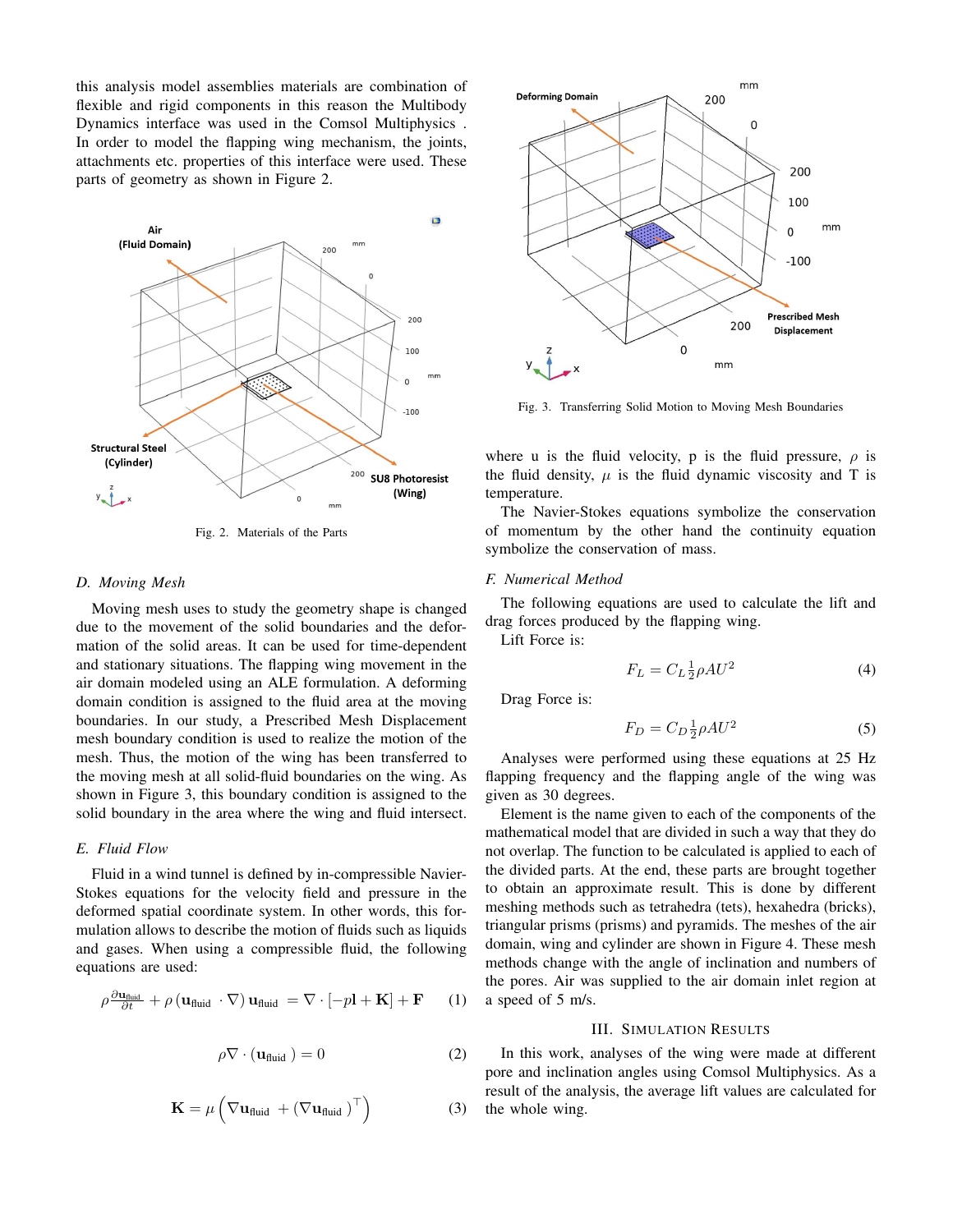this analysis model assemblies materials are combination of flexible and rigid components in this reason the Multibody Dynamics interface was used in the Comsol Multiphysics . In order to model the flapping wing mechanism, the joints, attachments etc. properties of this interface were used. These parts of geometry as shown in Figure 2.

Fig. 2. Materials of the Parts

### D. Moving Mesh

Moving mesh uses to study the geometry shape is changed due to the movement of the solid boundaries and the deformation of the solid areas. It can be used for time-dependent and stationary situations. The flapping wing movement in the air domain modeled using an ALE formulation. A deforming domain condition is assigned to the fluid area at the moving boundaries. In our study, a Prescribed Mesh Displacement mesh boundary condition is used to realize the motion of the mesh. Thus, the motion of the wing has been transferred to the moving mesh at all solid-fluid boundaries on the wing. As shown in Figure 3, this boundary condition is assigned to the solid boundary in the area where the wing and fluid intersect.

### E. Fluid Flow

Fluid in a wind tunnel is defined by in-compressible Navier-Stokes equations for the velocity field and pressure in the deformed spatial coordinate system. In other words, this formulation allows to describe the motion of fluids such as liquids and gases. When using a compressible fluid, the following equations are used:

$$\rho \frac{\partial \mathbf{u}_{\text{fluid}}}{\partial t} + \rho\left(\mathbf{u}_{\text{fluid}} \cdot \nabla\right) \mathbf{u}_{\text{fluid}} = \nabla \cdot [-p\mathbf{I} + \mathbf{K}] + \mathbf{F} \tag{1}$$

$$\rho \nabla \cdot \left(\mathbf{u}_{\text{fluid}}\right) = 0 \tag{2}$$

$$\mathbf{K} = \mu\left(\nabla \mathbf{u}_{\text{fluid}} + \left(\nabla \mathbf{u}_{\text{fluid}}\right)^{\top}\right) \tag{3}$$

Fig. 3. Transferring Solid Motion to Moving Mesh Boundaries

where u is the fluid velocity, p is the fluid pressure, $\rho$ is the fluid density, $\mu$ is the fluid dynamic viscosity and T is temperature.

The Navier-Stokes equations symbolize the conservation of momentum by the other hand the continuity equation symbolize the conservation of mass.

### F. Numerical Method

The following equations are used to calculate the lift and drag forces produced by the flapping wing.

Lift Force is:

$$F_L = C_L \tfrac{1}{2} \rho A U^2 \tag{4}$$

Drag Force is:

$$F_D = C_D \tfrac{1}{2} \rho A U^2 \tag{5}$$

Analyses were performed using these equations at 25 Hz flapping frequency and the flapping angle of the wing was given as 30 degrees.

Element is the name given to each of the components of the mathematical model that are divided in such a way that they do not overlap. The function to be calculated is applied to each of the divided parts. At the end, these parts are brought together to obtain an approximate result. This is done by different meshing methods such as tetrahedra (tets), hexahedra (bricks), triangular prisms (prisms) and pyramids. The meshes of the air domain, wing and cylinder are shown in Figure 4. These mesh methods change with the angle of inclination and numbers of the pores. Air was supplied to the air domain inlet region at a speed of 5 m/s.

## III. Simulation Results

In this work, analyses of the wing were made at different pore and inclination angles using Comsol Multiphysics. As a result of the analysis, the average lift values are calculated for the whole wing.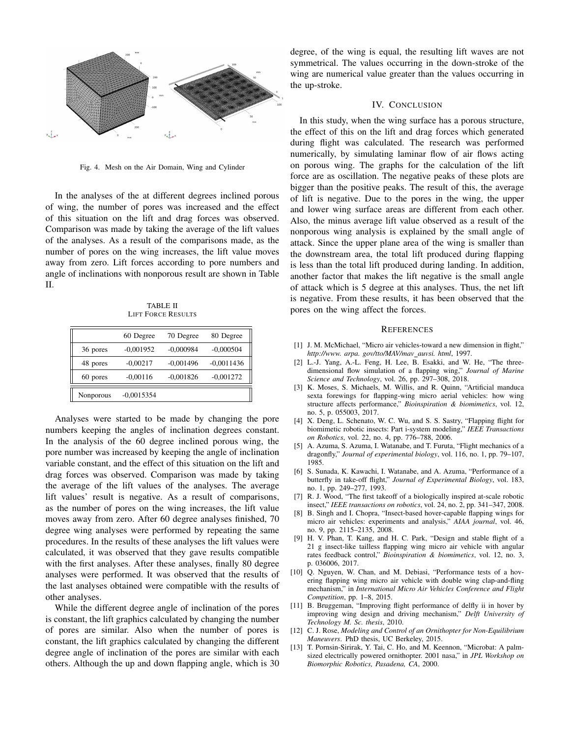Fig. 4. Mesh on the Air Domain, Wing and Cylinder

In the analyses of the at different degrees inclined porous of wing, the number of pores was increased and the effect of this situation on the lift and drag forces was observed. Comparison was made by taking the average of the lift values of the analyses. As a result of the comparisons made, as the number of pores on the wing increases, the lift value moves away from zero. Lift forces according to pore numbers and angle of inclinations with nonporous result are shown in Table II.

TABLE II
LIFT FORCE RESULTS

| | 60 Degree | 70 Degree | 80 Degree |
|---|---|---|---|
| 36 pores | -0,001952 | -0,000984 | -0,000504 |
| 48 pores | -0,00217 | -0,001496 | -0,0011436 |
| 60 pores | -0,00116 | -0,001826 | -0,001272 |
| Nonporous | -0,0015354 | | |

Analyses were started to be made by changing the pore numbers keeping the angles of inclination degrees constant. In the analysis of the 60 degree inclined porous wing, the pore number was increased by keeping the angle of inclination variable constant, and the effect of this situation on the lift and drag forces was observed. Comparison was made by taking the average of the lift values of the analyses. The average lift values' result is negative. As a result of comparisons, as the number of pores on the wing increases, the lift value moves away from zero. After 60 degree analyses finished, 70 degree wing analyses were performed by repeating the same procedures. In the results of these analyses the lift values were calculated, it was observed that they gave results compatible with the first analyses. After these analyses, finally 80 degree analyses were performed. It was observed that the results of the last analyses obtained were compatible with the results of other analyses.

While the different degree angle of inclination of the pores is constant, the lift graphics calculated by changing the number of pores are similar. Also when the number of pores is constant, the lift graphics calculated by changing the different degree angle of inclination of the pores are similar with each others. Although the up and down flapping angle, which is 30 degree, of the wing is equal, the resulting lift waves are not symmetrical. The values occurring in the down-stroke of the wing are numerical value greater than the values occurring in the up-stroke.

## IV. CONCLUSION

In this study, when the wing surface has a porous structure, the effect of this on the lift and drag forces which generated during flight was calculated. The research was performed numerically, by simulating laminar flow of air flows acting on porous wing. The graphs for the calculation of the lift force are as oscillation. The negative peaks of these plots are bigger than the positive peaks. The result of this, the average of lift is negative. Due to the pores in the wing, the upper and lower wing surface areas are different from each other. Also, the minus average lift value observed as a result of the nonporous wing analysis is explained by the small angle of attack. Since the upper plane area of the wing is smaller than the downstream area, the total lift produced during flapping is less than the total lift produced during landing. In addition, another factor that makes the lift negative is the small angle of attack which is 5 degree at this analyses. Thus, the net lift is negative. From these results, it has been observed that the pores on the wing affect the forces.

## REFERENCES

[1] J. M. McMichael, "Micro air vehicles-toward a new dimension in flight," *http://www. arpa. gov/tto/MAV/mav_auvsi. html*, 1997.

[2] L.-J. Yang, A.-L. Feng, H. Lee, B. Esakki, and W. He, "The three-dimensional flow simulation of a flapping wing," *Journal of Marine Science and Technology*, vol. 26, pp. 297–308, 2018.

[3] K. Moses, S. Michaels, M. Willis, and R. Quinn, "Artificial manduca sexta forewings for flapping-wing micro aerial vehicles: how wing structure affects performance," *Bioinspiration & biomimetics*, vol. 12, no. 5, p. 055003, 2017.

[4] X. Deng, L. Schenato, W. C. Wu, and S. S. Sastry, "Flapping flight for biomimetic robotic insects: Part i-system modeling," *IEEE Transactions on Robotics*, vol. 22, no. 4, pp. 776–788, 2006.

[5] A. Azuma, S. Azuma, I. Watanabe, and T. Furuta, "Flight mechanics of a dragonfly," *Journal of experimental biology*, vol. 116, no. 1, pp. 79–107, 1985.

[6] S. Sunada, K. Kawachi, I. Watanabe, and A. Azuma, "Performance of a butterfly in take-off flight," *Journal of Experimental Biology*, vol. 183, no. 1, pp. 249–277, 1993.

[7] R. J. Wood, "The first takeoff of a biologically inspired at-scale robotic insect," *IEEE transactions on robotics*, vol. 24, no. 2, pp. 341–347, 2008.

[8] B. Singh and I. Chopra, "Insect-based hover-capable flapping wings for micro air vehicles: experiments and analysis," *AIAA journal*, vol. 46, no. 9, pp. 2115–2135, 2008.

[9] H. V. Phan, T. Kang, and H. C. Park, "Design and stable flight of a 21 g insect-like tailless flapping wing micro air vehicle with angular rates feedback control," *Bioinspiration & biomimetics*, vol. 12, no. 3, p. 036006, 2017.

[10] Q. Nguyen, W. Chan, and M. Debiasi, "Performance tests of a hovering flapping wing micro air vehicle with double wing clap-and-fling mechanism," in *International Micro Air Vehicles Conference and Flight Competition*, pp. 1–8, 2015.

[11] B. Bruggeman, "Improving flight performance of delfly ii in hover by improving wing design and driving mechanism," *Delft University of Technology M. Sc. thesis*, 2010.

[12] C. J. Rose, *Modeling and Control of an Ornithopter for Non-Equilibrium Maneuvers*. PhD thesis, UC Berkeley, 2015.

[13] T. Pornsin-Sirirak, Y. Tai, C. Ho, and M. Keennon, "Microbat: A palm-sized electrically powered ornithopter. 2001 nasa," in *JPL Workshop on Biomorphic Robotics, Pasadena, CA*, 2000.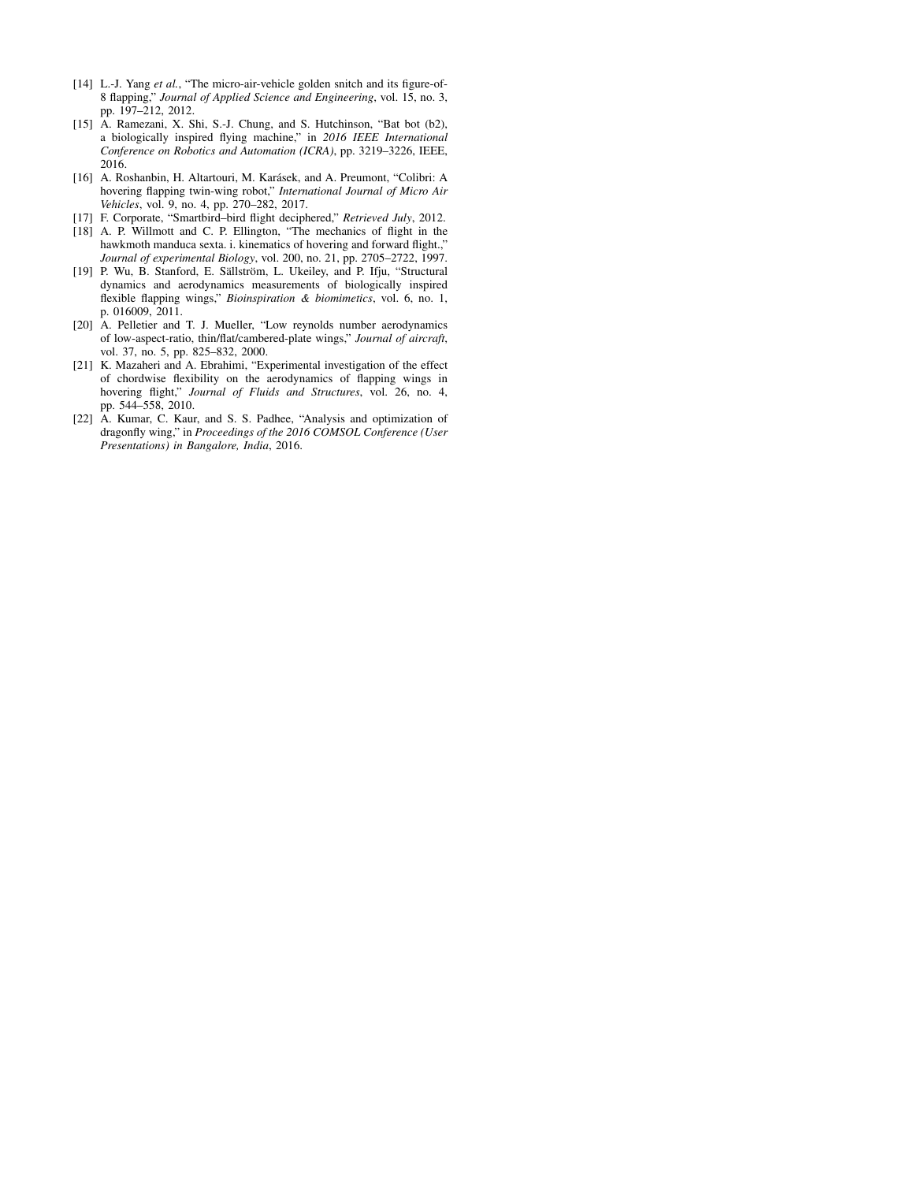[14] L.-J. Yang *et al.*, "The micro-air-vehicle golden snitch and its figure-of-8 flapping," *Journal of Applied Science and Engineering*, vol. 15, no. 3, pp. 197–212, 2012.

[15] A. Ramezani, X. Shi, S.-J. Chung, and S. Hutchinson, "Bat bot (b2), a biologically inspired flying machine," in *2016 IEEE International Conference on Robotics and Automation (ICRA)*, pp. 3219–3226, IEEE, 2016.

[16] A. Roshanbin, H. Altartouri, M. Karásek, and A. Preumont, "Colibri: A hovering flapping twin-wing robot," *International Journal of Micro Air Vehicles*, vol. 9, no. 4, pp. 270–282, 2017.

[17] F. Corporate, "Smartbird–bird flight deciphered," *Retrieved July*, 2012.

[18] A. P. Willmott and C. P. Ellington, "The mechanics of flight in the hawkmoth manduca sexta. i. kinematics of hovering and forward flight.," *Journal of experimental Biology*, vol. 200, no. 21, pp. 2705–2722, 1997.

[19] P. Wu, B. Stanford, E. Sällström, L. Ukeiley, and P. Ifju, "Structural dynamics and aerodynamics measurements of biologically inspired flexible flapping wings," *Bioinspiration & biomimetics*, vol. 6, no. 1, p. 016009, 2011.

[20] A. Pelletier and T. J. Mueller, "Low reynolds number aerodynamics of low-aspect-ratio, thin/flat/cambered-plate wings," *Journal of aircraft*, vol. 37, no. 5, pp. 825–832, 2000.

[21] K. Mazaheri and A. Ebrahimi, "Experimental investigation of the effect of chordwise flexibility on the aerodynamics of flapping wings in hovering flight," *Journal of Fluids and Structures*, vol. 26, no. 4, pp. 544–558, 2010.

[22] A. Kumar, C. Kaur, and S. S. Padhee, "Analysis and optimization of dragonfly wing," in *Proceedings of the 2016 COMSOL Conference (User Presentations) in Bangalore, India*, 2016.